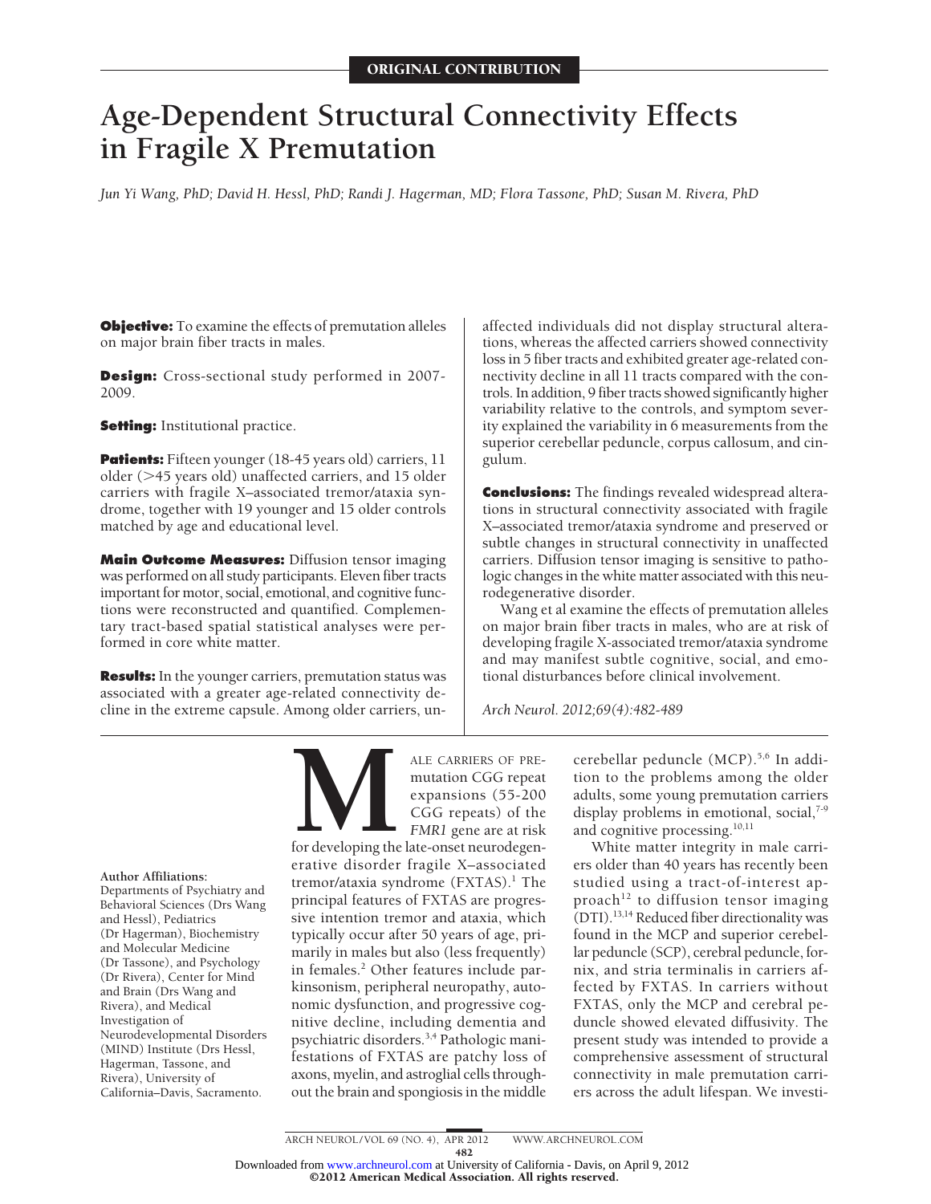ORIGINAL CONTRIBUTION

# Age-Dependent Structural Connectivity Effects in Fragile X Premutation

*Jun Yi Wang, PhD; David H. Hessl, PhD; Randi J. Hagerman, MD; Flora Tassone, PhD; Susan M. Rivera, PhD*

**Objective:** To examine the effects of premutation alleles on major brain fiber tracts in males.

**Design:** Cross-sectional study performed in 2007-2009.

**Setting:** Institutional practice.

**Patients:** Fifteen younger (18-45 years old) carriers, 11 older (>45 years old) unaffected carriers, and 15 older carriers with fragile X–associated tremor/ataxia syndrome, together with 19 younger and 15 older controls matched by age and educational level.

**Main Outcome Measures:** Diffusion tensor imaging was performed on all study participants. Eleven fiber tracts important for motor, social, emotional, and cognitive functions were reconstructed and quantified. Complementary tract-based spatial statistical analyses were performed in core white matter.

**Results:** In the younger carriers, premutation status was associated with a greater age-related connectivity decline in the extreme capsule. Among older carriers, unaffected individuals did not display structural alterations, whereas the affected carriers showed connectivity loss in 5 fiber tracts and exhibited greater age-related connectivity decline in all 11 tracts compared with the controls. In addition, 9 fiber tracts showed significantly higher variability relative to the controls, and symptom severity explained the variability in 6 measurements from the superior cerebellar peduncle, corpus callosum, and cingulum.

**Conclusions:** The findings revealed widespread alterations in structural connectivity associated with fragile X–associated tremor/ataxia syndrome and preserved or subtle changes in structural connectivity in unaffected carriers. Diffusion tensor imaging is sensitive to pathologic changes in the white matter associated with this neurodegenerative disorder.

Wang et al examine the effects of premutation alleles on major brain fiber tracts in males, who are at risk of developing fragile X-associated tremor/ataxia syndrome and may manifest subtle cognitive, social, and emotional disturbances before clinical involvement.

*Arch Neurol. 2012;69(4):482-489*

**Author Affiliations:** Departments of Psychiatry and Behavioral Sciences (Drs Wang and Hessl), Pediatrics (Dr Hagerman), Biochemistry and Molecular Medicine (Dr Tassone), and Psychology (Dr Rivera), Center for Mind and Brain (Drs Wang and Rivera), and Medical Investigation of Neurodevelopmental Disorders (MIND) Institute (Drs Hessl, Hagerman, Tassone, and Rivera), University of California–Davis, Sacramento.

MALE CARRIERS OF PREmutation CGG repeat expansions (55-200 CGG repeats) of the *FMR1* gene are at risk for developing the late-onset neurodegenerative disorder fragile X–associated tremor/ataxia syndrome (FXTAS).[1] The principal features of FXTAS are progressive intention tremor and ataxia, which typically occur after 50 years of age, primarily in males but also (less frequently) in females.[2] Other features include parkinsonism, peripheral neuropathy, autonomic dysfunction, and progressive cognitive decline, including dementia and psychiatric disorders.[3,4] Pathologic manifestations of FXTAS are patchy loss of axons, myelin, and astroglial cells throughout the brain and spongiosis in the middle cerebellar peduncle (MCP).[5,6] In addition to the problems among the older adults, some young premutation carriers display problems in emotional, social,[7-9] and cognitive processing.[10,11]

White matter integrity in male carriers older than 40 years has recently been studied using a tract-of-interest approach[12] to diffusion tensor imaging (DTI).[13,14] Reduced fiber directionality was found in the MCP and superior cerebellar peduncle (SCP), cerebral peduncle, fornix, and stria terminalis in carriers affected by FXTAS. In carriers without FXTAS, only the MCP and cerebral peduncle showed elevated diffusivity. The present study was intended to provide a comprehensive assessment of structural connectivity in male premutation carriers across the adult lifespan. We investi-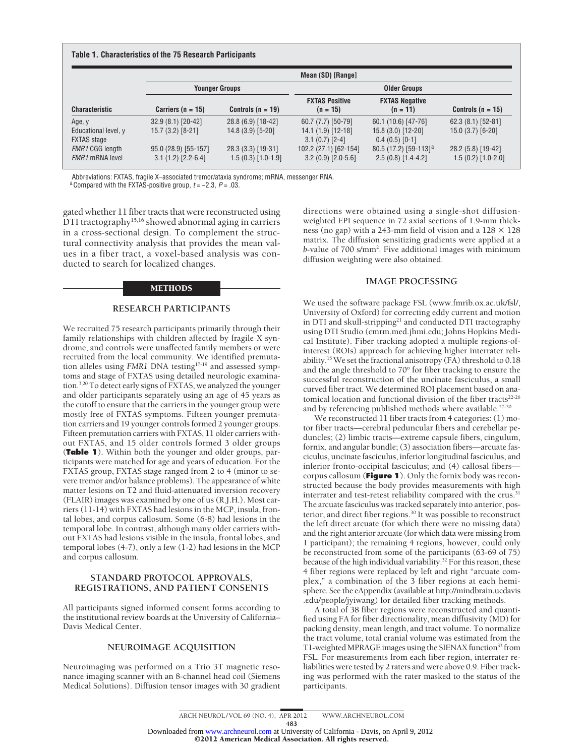**Table 1. Characteristics of the 75 Research Participants**

| Characteristic | Mean (SD) [Range] | | | | |
|---|---|---|---|---|---|
| | Younger Groups | | Older Groups | | |
| | Carriers (n = 15) | Controls (n = 19) | FXTAS Positive (n = 15) | FXTAS Negative (n = 11) | Controls (n = 15) |
| Age, y | 32.9 (8.1) [20-42] | 28.8 (6.9) [18-42] | 60.7 (7.7) [50-79] | 60.1 (10.6) [47-76] | 62.3 (8.1) [52-81] |
| Educational level, y | 15.7 (3.2) [8-21] | 14.8 (3.9) [5-20] | 14.1 (1.9) [12-18] | 15.8 (3.0) [12-20] | 15.0 (3.7) [6-20] |
| FXTAS stage | | | 3.1 (0.7) [2-4] | 0.4 (0.5) [0-1] | |
| *FMR1* CGG length | 95.0 (28.9) [55-157] | 28.3 (3.3) [19-31] | 102.2 (27.1) [62-154] | 80.5 (17.2) [59-113][a] | 28.2 (5.8) [19-42] |
| *FMR1* mRNA level | 3.1 (1.2) [2.2-6.4] | 1.5 (0.3) [1.0-1.9] | 3.2 (0.9) [2.0-5.6] | 2.5 (0.8) [1.4-4.2] | 1.5 (0.2) [1.0-2.0] |

Abbreviations: FXTAS, fragile X–associated tremor/ataxia syndrome; mRNA, messenger RNA.
[a] Compared with the FXTAS-positive group, $t = -2.3$, $P = .03$.

gated whether 11 fiber tracts that were reconstructed using DTI tractography[15,16] showed abnormal aging in carriers in a cross-sectional design. To complement the structural connectivity analysis that provides the mean values in a fiber tract, a voxel-based analysis was conducted to search for localized changes.

## METHODS

### RESEARCH PARTICIPANTS

We recruited 75 research participants primarily through their family relationships with children affected by fragile X syndrome, and controls were unaffected family members or were recruited from the local community. We identified premutation alleles using *FMR1* DNA testing[17-19] and assessed symptoms and stage of FXTAS using detailed neurologic examination.[3,20] To detect early signs of FXTAS, we analyzed the younger and older participants separately using an age of 45 years as the cutoff to ensure that the carriers in the younger group were mostly free of FXTAS symptoms. Fifteen younger premutation carriers and 19 younger controls formed 2 younger groups. Fifteen premutation carriers with FXTAS, 11 older carriers without FXTAS, and 15 older controls formed 3 older groups (**Table 1**). Within both the younger and older groups, participants were matched for age and years of education. For the FXTAS group, FXTAS stage ranged from 2 to 4 (minor to severe tremor and/or balance problems). The appearance of white matter lesions on T2 and fluid-attenuated inversion recovery (FLAIR) images was examined by one of us (R.J.H.). Most carriers (11-14) with FXTAS had lesions in the MCP, insula, frontal lobes, and corpus callosum. Some (6-8) had lesions in the temporal lobe. In contrast, although many older carriers without FXTAS had lesions visible in the insula, frontal lobes, and temporal lobes (4-7), only a few (1-2) had lesions in the MCP and corpus callosum.

### STANDARD PROTOCOL APPROVALS, REGISTRATIONS, AND PATIENT CONSENTS

All participants signed informed consent forms according to the institutional review boards at the University of California–Davis Medical Center.

### NEUROIMAGE ACQUISITION

Neuroimaging was performed on a Trio 3T magnetic resonance imaging scanner with an 8-channel head coil (Siemens Medical Solutions). Diffusion tensor images with 30 gradient directions were obtained using a single-shot diffusion-weighted EPI sequence in 72 axial sections of 1.9-mm thickness (no gap) with a 243-mm field of vision and a $128 \times 128$ matrix. The diffusion sensitizing gradients were applied at a *b*-value of 700 s/mm$^2$. Five additional images with minimum diffusion weighting were also obtained.

### IMAGE PROCESSING

We used the software package FSL (www.fmrib.ox.ac.uk/fsl/, University of Oxford) for correcting eddy current and motion in DTI and skull-stripping[21] and conducted DTI tractography using DTI Studio (cmrm.med.jhmi.edu; Johns Hopkins Medical Institute). Fiber tracking adopted a multiple regions-of-interest (ROIs) approach for achieving higher interrater reliability.[15] We set the fractional anisotropy (FA) threshold to 0.18 and the angle threshold to 70° for fiber tracking to ensure the successful reconstruction of the uncinate fasciculus, a small curved fiber tract. We determined ROI placement based on anatomical location and functional division of the fiber tracts[22-26] and by referencing published methods where available.[27-30]

We reconstructed 11 fiber tracts from 4 categories: (1) motor fiber tracts—cerebral peduncular fibers and cerebellar peduncles; (2) limbic tracts—extreme capsule fibers, cingulum, fornix, and angular bundle; (3) association fibers—arcuate fasciculus, uncinate fasciculus, inferior longitudinal fasciculus, and inferior fronto-occipital fasciculus; and (4) callosal fibers—corpus callosum (**Figure 1**). Only the fornix body was reconstructed because the body provides measurements with high interrater and test-retest reliability compared with the crus.[31] The arcuate fasciculus was tracked separately into anterior, posterior, and direct fiber regions.[30] It was possible to reconstruct the left direct arcuate (for which there were no missing data) and the right anterior arcuate (for which data were missing from 1 participant); the remaining 4 regions, however, could only be reconstructed from some of the participants (63-69 of 75) because of the high individual variability.[32] For this reason, these 4 fiber regions were replaced by left and right "arcuate complex," a combination of the 3 fiber regions at each hemisphere. See the eAppendix (available at http://mindbrain.ucdavis.edu/people/jyiwang) for detailed fiber tracking methods.

A total of 38 fiber regions were reconstructed and quantified using FA for fiber directionality, mean diffusivity (MD) for packing density, mean length, and tract volume. To normalize the tract volume, total cranial volume was estimated from the T1-weighted MPRAGE images using the SIENAX function[33] from FSL. For measurements from each fiber region, interrater reliabilities were tested by 2 raters and were above 0.9. Fiber tracking was performed with the rater masked to the status of the participants.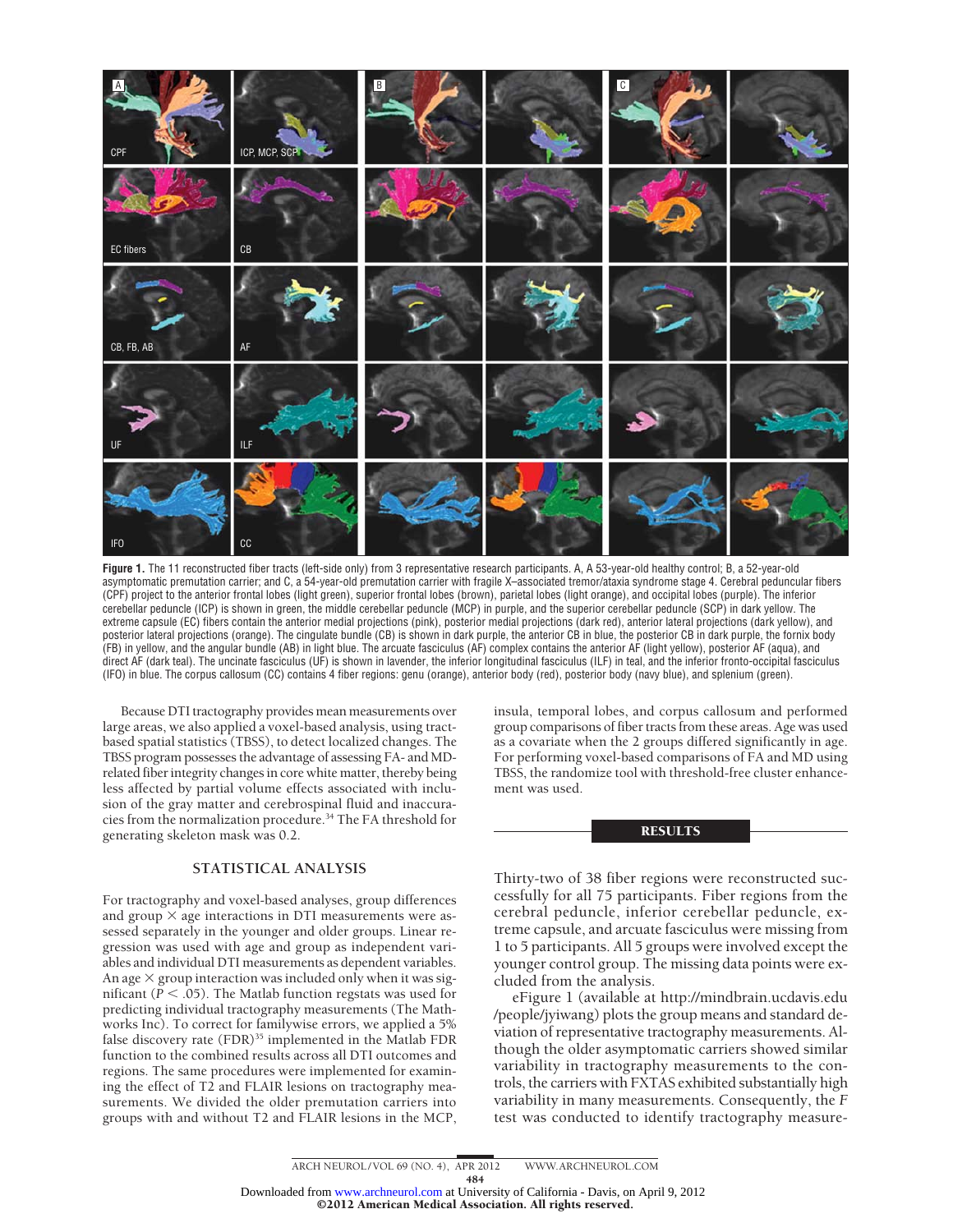**Figure 1.** The 11 reconstructed fiber tracts (left-side only) from 3 representative research participants. A, A 53-year-old healthy control; B, a 52-year-old asymptomatic premutation carrier; and C, a 54-year-old premutation carrier with fragile X–associated tremor/ataxia syndrome stage 4. Cerebral peduncular fibers (CPF) project to the anterior frontal lobes (light green), superior frontal lobes (brown), parietal lobes (light orange), and occipital lobes (purple). The inferior cerebellar peduncle (ICP) is shown in green, the middle cerebellar peduncle (MCP) in purple, and the superior cerebellar peduncle (SCP) in dark yellow. The extreme capsule (EC) fibers contain the anterior medial projections (pink), posterior medial projections (dark red), anterior lateral projections (dark yellow), and posterior lateral projections (orange). The cingulate bundle (CB) is shown in dark purple, the anterior CB in blue, the posterior CB in dark purple, the fornix body (FB) in yellow, and the angular bundle (AB) in light blue. The arcuate fasciculus (AF) complex contains the anterior AF (light yellow), posterior AF (aqua), and direct AF (dark teal). The uncinate fasciculus (UF) is shown in lavender, the inferior longitudinal fasciculus (ILF) in teal, and the inferior fronto-occipital fasciculus (IFO) in blue. The corpus callosum (CC) contains 4 fiber regions: genu (orange), anterior body (red), posterior body (navy blue), and splenium (green).

Because DTI tractography provides mean measurements over large areas, we also applied a voxel-based analysis, using tract-based spatial statistics (TBSS), to detect localized changes. The TBSS program possesses the advantage of assessing FA- and MD-related fiber integrity changes in core white matter, thereby being less affected by partial volume effects associated with inclusion of the gray matter and cerebrospinal fluid and inaccuracies from the normalization procedure.[34] The FA threshold for generating skeleton mask was 0.2.

## STATISTICAL ANALYSIS

For tractography and voxel-based analyses, group differences and group × age interactions in DTI measurements were assessed separately in the younger and older groups. Linear regression was used with age and group as independent variables and individual DTI measurements as dependent variables. An age × group interaction was included only when it was significant ($P < .05$). The Matlab function regstats was used for predicting individual tractography measurements (The MathWorks Inc). To correct for familywise errors, we applied a 5% false discovery rate (FDR)[35] implemented in the Matlab FDR function to the combined results across all DTI outcomes and regions. The same procedures were implemented for examining the effect of T2 and FLAIR lesions on tractography measurements. We divided the older premutation carriers into groups with and without T2 and FLAIR lesions in the MCP, insula, temporal lobes, and corpus callosum and performed group comparisons of fiber tracts from these areas. Age was used as a covariate when the 2 groups differed significantly in age. For performing voxel-based comparisons of FA and MD using TBSS, the randomize tool with threshold-free cluster enhancement was used.

## RESULTS

Thirty-two of 38 fiber regions were reconstructed successfully for all 75 participants. Fiber regions from the cerebral peduncle, inferior cerebellar peduncle, extreme capsule, and arcuate fasciculus were missing from 1 to 5 participants. All 5 groups were involved except the younger control group. The missing data points were excluded from the analysis.

eFigure 1 (available at http://mindbrain.ucdavis.edu/people/jyiwang) plots the group means and standard deviation of representative tractography measurements. Although the older asymptomatic carriers showed similar variability in tractography measurements to the controls, the carriers with FXTAS exhibited substantially high variability in many measurements. Consequently, the *F* test was conducted to identify tractography measure-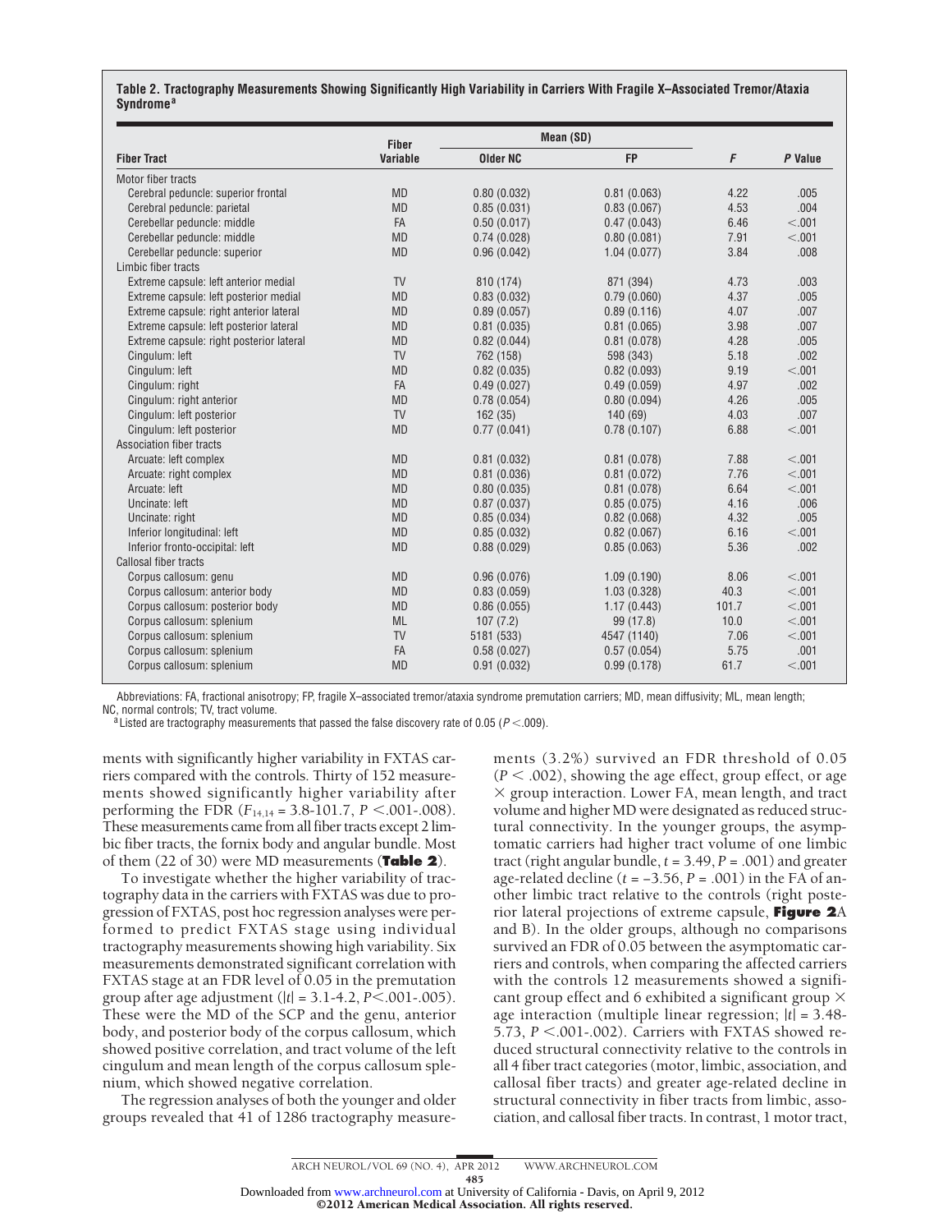**Table 2. Tractography Measurements Showing Significantly High Variability in Carriers With Fragile X–Associated Tremor/Ataxia Syndrome[a]**

| Fiber Tract | Fiber Variable | Mean (SD) | | F | P Value |
|---|---|---|---|---|---|
| | | Older NC | FP | | |
| Motor fiber tracts | | | | | |
| Cerebral peduncle: superior frontal | MD | 0.80 (0.032) | 0.81 (0.063) | 4.22 | .005 |
| Cerebral peduncle: parietal | MD | 0.85 (0.031) | 0.83 (0.067) | 4.53 | .004 |
| Cerebellar peduncle: middle | FA | 0.50 (0.017) | 0.47 (0.043) | 6.46 | <.001 |
| Cerebellar peduncle: middle | MD | 0.74 (0.028) | 0.80 (0.081) | 7.91 | <.001 |
| Cerebellar peduncle: superior | MD | 0.96 (0.042) | 1.04 (0.077) | 3.84 | .008 |
| Limbic fiber tracts | | | | | |
| Extreme capsule: left anterior medial | TV | 810 (174) | 871 (394) | 4.73 | .003 |
| Extreme capsule: left posterior medial | MD | 0.83 (0.032) | 0.79 (0.060) | 4.37 | .005 |
| Extreme capsule: right anterior lateral | MD | 0.89 (0.057) | 0.89 (0.116) | 4.07 | .007 |
| Extreme capsule: left posterior lateral | MD | 0.81 (0.035) | 0.81 (0.065) | 3.98 | .007 |
| Extreme capsule: right posterior lateral | MD | 0.82 (0.044) | 0.81 (0.078) | 4.28 | .005 |
| Cingulum: left | TV | 762 (158) | 598 (343) | 5.18 | .002 |
| Cingulum: left | MD | 0.82 (0.035) | 0.82 (0.093) | 9.19 | <.001 |
| Cingulum: right | FA | 0.49 (0.027) | 0.49 (0.059) | 4.97 | .002 |
| Cingulum: right anterior | MD | 0.78 (0.054) | 0.80 (0.094) | 4.26 | .005 |
| Cingulum: left posterior | TV | 162 (35) | 140 (69) | 4.03 | .007 |
| Cingulum: left posterior | MD | 0.77 (0.041) | 0.78 (0.107) | 6.88 | <.001 |
| Association fiber tracts | | | | | |
| Arcuate: left complex | MD | 0.81 (0.032) | 0.81 (0.078) | 7.88 | <.001 |
| Arcuate: right complex | MD | 0.81 (0.036) | 0.81 (0.072) | 7.76 | <.001 |
| Arcuate: left | MD | 0.80 (0.035) | 0.81 (0.078) | 6.64 | <.001 |
| Uncinate: left | MD | 0.87 (0.037) | 0.85 (0.075) | 4.16 | .006 |
| Uncinate: right | MD | 0.85 (0.034) | 0.82 (0.068) | 4.32 | .005 |
| Inferior longitudinal: left | MD | 0.85 (0.032) | 0.82 (0.067) | 6.16 | <.001 |
| Inferior fronto-occipital: left | MD | 0.88 (0.029) | 0.85 (0.063) | 5.36 | .002 |
| Callosal fiber tracts | | | | | |
| Corpus callosum: genu | MD | 0.96 (0.076) | 1.09 (0.190) | 8.06 | <.001 |
| Corpus callosum: anterior body | MD | 0.83 (0.059) | 1.03 (0.328) | 40.3 | <.001 |
| Corpus callosum: posterior body | MD | 0.86 (0.055) | 1.17 (0.443) | 101.7 | <.001 |
| Corpus callosum: splenium | ML | 107 (7.2) | 99 (17.8) | 10.0 | <.001 |
| Corpus callosum: splenium | TV | 5181 (533) | 4547 (1140) | 7.06 | <.001 |
| Corpus callosum: splenium | FA | 0.58 (0.027) | 0.57 (0.054) | 5.75 | .001 |
| Corpus callosum: splenium | MD | 0.91 (0.032) | 0.99 (0.178) | 61.7 | <.001 |

Abbreviations: FA, fractional anisotropy; FP, fragile X–associated tremor/ataxia syndrome premutation carriers; MD, mean diffusivity; ML, mean length; NC, normal controls; TV, tract volume.

[a] Listed are tractography measurements that passed the false discovery rate of 0.05 ($P<.009$).

ments with significantly higher variability in FXTAS carriers compared with the controls. Thirty of 152 measurements showed significantly higher variability after performing the FDR ($F_{14,14}$ = 3.8-101.7, $P<.001$-.008). These measurements came from all fiber tracts except 2 limbic fiber tracts, the fornix body and angular bundle. Most of them (22 of 30) were MD measurements (**Table 2**).

To investigate whether the higher variability of tractography data in the carriers with FXTAS was due to progression of FXTAS, post hoc regression analyses were performed to predict FXTAS stage using individual tractography measurements showing high variability. Six measurements demonstrated significant correlation with FXTAS stage at an FDR level of 0.05 in the premutation group after age adjustment ($|t|$ = 3.1-4.2, $P<.001$-.005). These were the MD of the SCP and the genu, anterior body, and posterior body of the corpus callosum, which showed positive correlation, and tract volume of the left cingulum and mean length of the corpus callosum splenium, which showed negative correlation.

The regression analyses of both the younger and older groups revealed that 41 of 1286 tractography measurements (3.2%) survived an FDR threshold of 0.05 ($P<.002$), showing the age effect, group effect, or age × group interaction. Lower FA, mean length, and tract volume and higher MD were designated as reduced structural connectivity. In the younger groups, the asymptomatic carriers had higher tract volume of one limbic tract (right angular bundle, $t$ = 3.49, $P$ = .001) and greater age-related decline ($t$ = −3.56, $P$ = .001) in the FA of another limbic tract relative to the controls (right posterior lateral projections of extreme capsule, **Figure 2**A and B). In the older groups, although no comparisons survived an FDR of 0.05 between the asymptomatic carriers and controls, when comparing the affected carriers with the controls 12 measurements showed a significant group effect and 6 exhibited a significant group × age interaction (multiple linear regression; $|t|$ = 3.48-5.73, $P<.001$-.002). Carriers with FXTAS showed reduced structural connectivity relative to the controls in all 4 fiber tract categories (motor, limbic, association, and callosal fiber tracts) and greater age-related decline in structural connectivity in fiber tracts from limbic, association, and callosal fiber tracts. In contrast, 1 motor tract,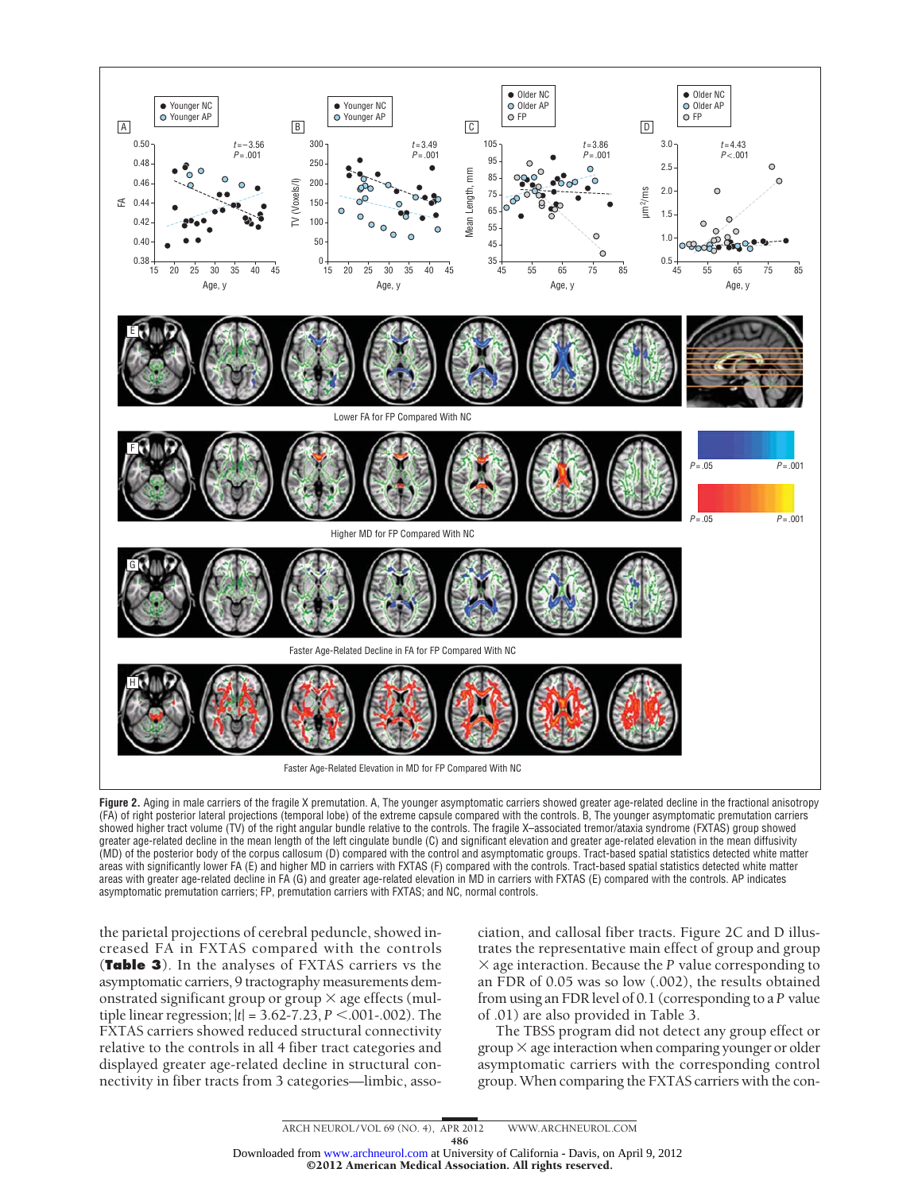**Figure 2.** Aging in male carriers of the fragile X premutation. A, The younger asymptomatic carriers showed greater age-related decline in the fractional anisotropy (FA) of right posterior lateral projections (temporal lobe) of the extreme capsule compared with the controls. B, The younger asymptomatic premutation carriers showed higher tract volume (TV) of the right angular bundle relative to the controls. The fragile X–associated tremor/ataxia syndrome (FXTAS) group showed greater age-related decline in the mean length of the left cingulate bundle (C) and significant elevation and greater age-related elevation in the mean diffusivity (MD) of the posterior body of the corpus callosum (D) compared with the control and asymptomatic groups. Tract-based spatial statistics detected white matter areas with significantly lower FA (E) and higher MD in carriers with FXTAS (F) compared with the controls. Tract-based spatial statistics detected white matter areas with greater age-related decline in FA (G) and greater age-related elevation in MD in carriers with FXTAS (E) compared with the controls. AP indicates asymptomatic premutation carriers; FP, premutation carriers with FXTAS; and NC, normal controls.

the parietal projections of cerebral peduncle, showed increased FA in FXTAS compared with the controls (**Table 3**). In the analyses of FXTAS carriers vs the asymptomatic carriers, 9 tractography measurements demonstrated significant group or group × age effects (multiple linear regression; $|t|$ = 3.62-7.23, $P$ <.001-.002). The FXTAS carriers showed reduced structural connectivity relative to the controls in all 4 fiber tract categories and displayed greater age-related decline in structural connectivity in fiber tracts from 3 categories—limbic, association, and callosal fiber tracts. Figure 2C and D illustrates the representative main effect of group and group × age interaction. Because the $P$ value corresponding to an FDR of 0.05 was so low (.002), the results obtained from using an FDR level of 0.1 (corresponding to a $P$ value of .01) are also provided in Table 3.

The TBSS program did not detect any group effect or group × age interaction when comparing younger or older asymptomatic carriers with the corresponding control group. When comparing the FXTAS carriers with the con-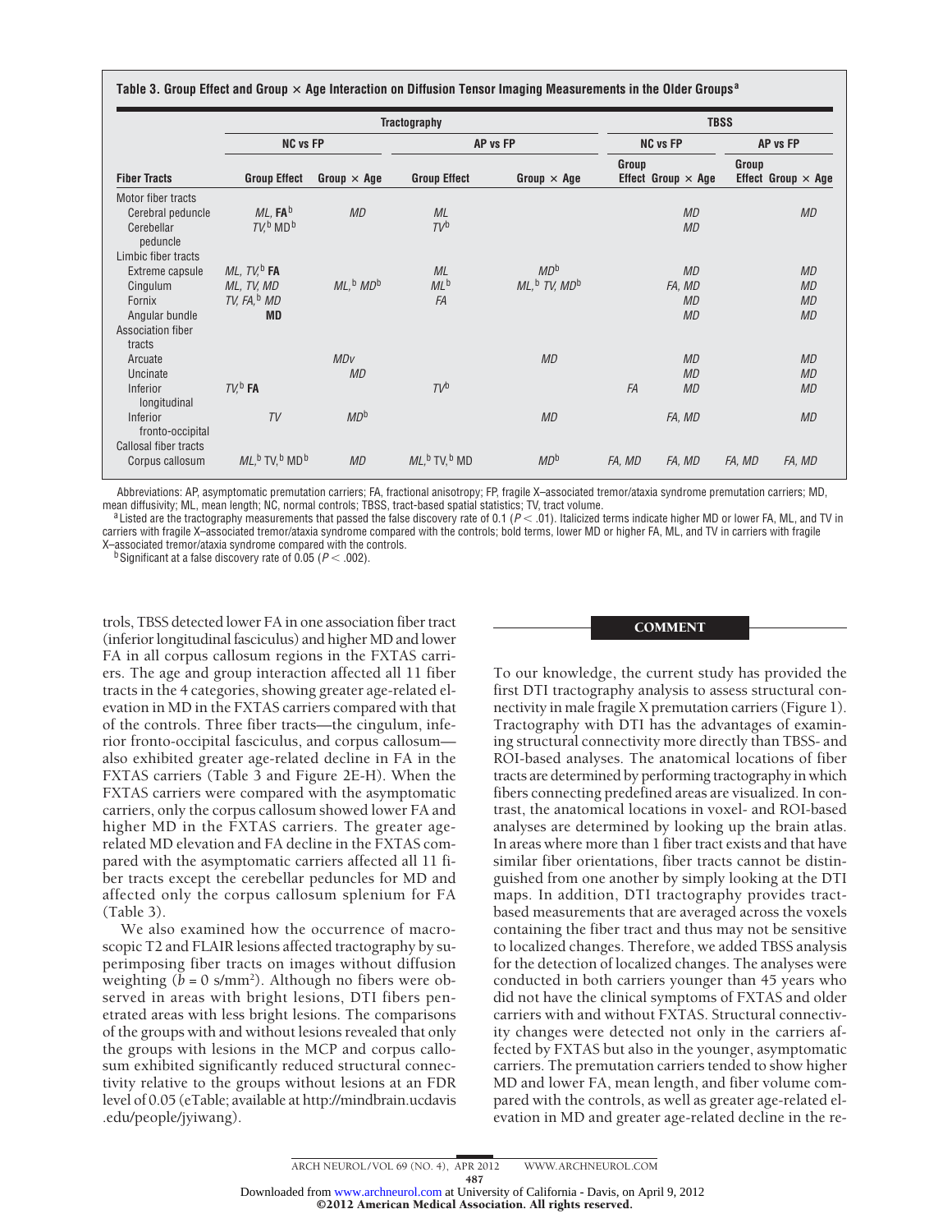**Table 3. Group Effect and Group × Age Interaction on Diffusion Tensor Imaging Measurements in the Older Groups[a]**

| Fiber Tracts | Tractography | | | | TBSS | | | |
|---|---|---|---|---|---|---|---|---|
| | NC vs FP | | AP vs FP | | NC vs FP | | AP vs FP | |
| | Group Effect | Group × Age | Group Effect | Group × Age | Group Effect | Group × Age | Group Effect | Group × Age |
| Motor fiber tracts | | | | | | | | |
| Cerebral peduncle | *ML*, **FA**[b] | *MD* | *ML* | | | *MD* | | *MD* |
| Cerebellar peduncle | *TV*,[b] MD[b] | | *TV*[b] | | | *MD* | | |
| Limbic fiber tracts | | | | | | | | |
| Extreme capsule | *ML*, *TV*,[b] **FA** | | *ML* | *MD*[b] | | *MD* | | *MD* |
| Cingulum | *ML*, *TV*, *MD* | *ML*,[b] *MD*[b] | *ML*[b] | *ML*,[b] *TV*, *MD*[b] | | *FA*, *MD* | | *MD* |
| Fornix | *TV*, *FA*,[b] *MD* | | *FA* | | | *MD* | | *MD* |
| Angular bundle | **MD** | | | | | *MD* | | *MD* |
| Association fiber tracts | | | | | | | | |
| Arcuate | | *MDv* | | *MD* | | *MD* | | *MD* |
| Uncinate | | *MD* | | | | *MD* | | *MD* |
| Inferior longitudinal | *TV*,[b] **FA** | | *TV*[b] | | *FA* | *MD* | | *MD* |
| Inferior fronto-occipital | *TV* | *MD*[b] | | *MD* | | *FA*, *MD* | | *MD* |
| Callosal fiber tracts | | | | | | | | |
| Corpus callosum | *ML*,[b] TV,[b] MD[b] | *MD* | *ML*,[b] TV,[b] MD | *MD*[b] | *FA*, *MD* | *FA*, *MD* | *FA*, *MD* | *FA*, *MD* |

Abbreviations: AP, asymptomatic premutation carriers; FA, fractional anisotropy; FP, fragile X–associated tremor/ataxia syndrome premutation carriers; MD, mean diffusivity; ML, mean length; NC, normal controls; TBSS, tract-based spatial statistics; TV, tract volume.

[a] Listed are the tractography measurements that passed the false discovery rate of 0.1 ($P < .01$). Italicized terms indicate higher MD or lower FA, ML, and TV in carriers with fragile X–associated tremor/ataxia syndrome compared with the controls; bold terms, lower MD or higher FA, ML, and TV in carriers with fragile X–associated tremor/ataxia syndrome compared with the controls.

[b] Significant at a false discovery rate of 0.05 ($P < .002$).

trols, TBSS detected lower FA in one association fiber tract (inferior longitudinal fasciculus) and higher MD and lower FA in all corpus callosum regions in the FXTAS carriers. The age and group interaction affected all 11 fiber tracts in the 4 categories, showing greater age-related elevation in MD in the FXTAS carriers compared with that of the controls. Three fiber tracts—the cingulum, inferior fronto-occipital fasciculus, and corpus callosum—also exhibited greater age-related decline in FA in the FXTAS carriers (Table 3 and Figure 2E-H). When the FXTAS carriers were compared with the asymptomatic carriers, only the corpus callosum showed lower FA and higher MD in the FXTAS carriers. The greater age-related MD elevation and FA decline in the FXTAS compared with the asymptomatic carriers affected all 11 fiber tracts except the cerebellar peduncles for MD and affected only the corpus callosum splenium for FA (Table 3).

We also examined how the occurrence of macroscopic T2 and FLAIR lesions affected tractography by superimposing fiber tracts on images without diffusion weighting ($b = 0$ s/mm$^2$). Although no fibers were observed in areas with bright lesions, DTI fibers penetrated areas with less bright lesions. The comparisons of the groups with and without lesions revealed that only the groups with lesions in the MCP and corpus callosum exhibited significantly reduced structural connectivity relative to the groups without lesions at an FDR level of 0.05 (eTable; available at http://mindbrain.ucdavis.edu/people/jyiwang).

## COMMENT

To our knowledge, the current study has provided the first DTI tractography analysis to assess structural connectivity in male fragile X premutation carriers (Figure 1). Tractography with DTI has the advantages of examining structural connectivity more directly than TBSS- and ROI-based analyses. The anatomical locations of fiber tracts are determined by performing tractography in which fibers connecting predefined areas are visualized. In contrast, the anatomical locations in voxel- and ROI-based analyses are determined by looking up the brain atlas. In areas where more than 1 fiber tract exists and that have similar fiber orientations, fiber tracts cannot be distinguished from one another by simply looking at the DTI maps. In addition, DTI tractography provides tract-based measurements that are averaged across the voxels containing the fiber tract and thus may not be sensitive to localized changes. Therefore, we added TBSS analysis for the detection of localized changes. The analyses were conducted in both carriers younger than 45 years who did not have the clinical symptoms of FXTAS and older carriers with and without FXTAS. Structural connectivity changes were detected not only in the carriers affected by FXTAS but also in the younger, asymptomatic carriers. The premutation carriers tended to show higher MD and lower FA, mean length, and fiber volume compared with the controls, as well as greater age-related elevation in MD and greater age-related decline in the re-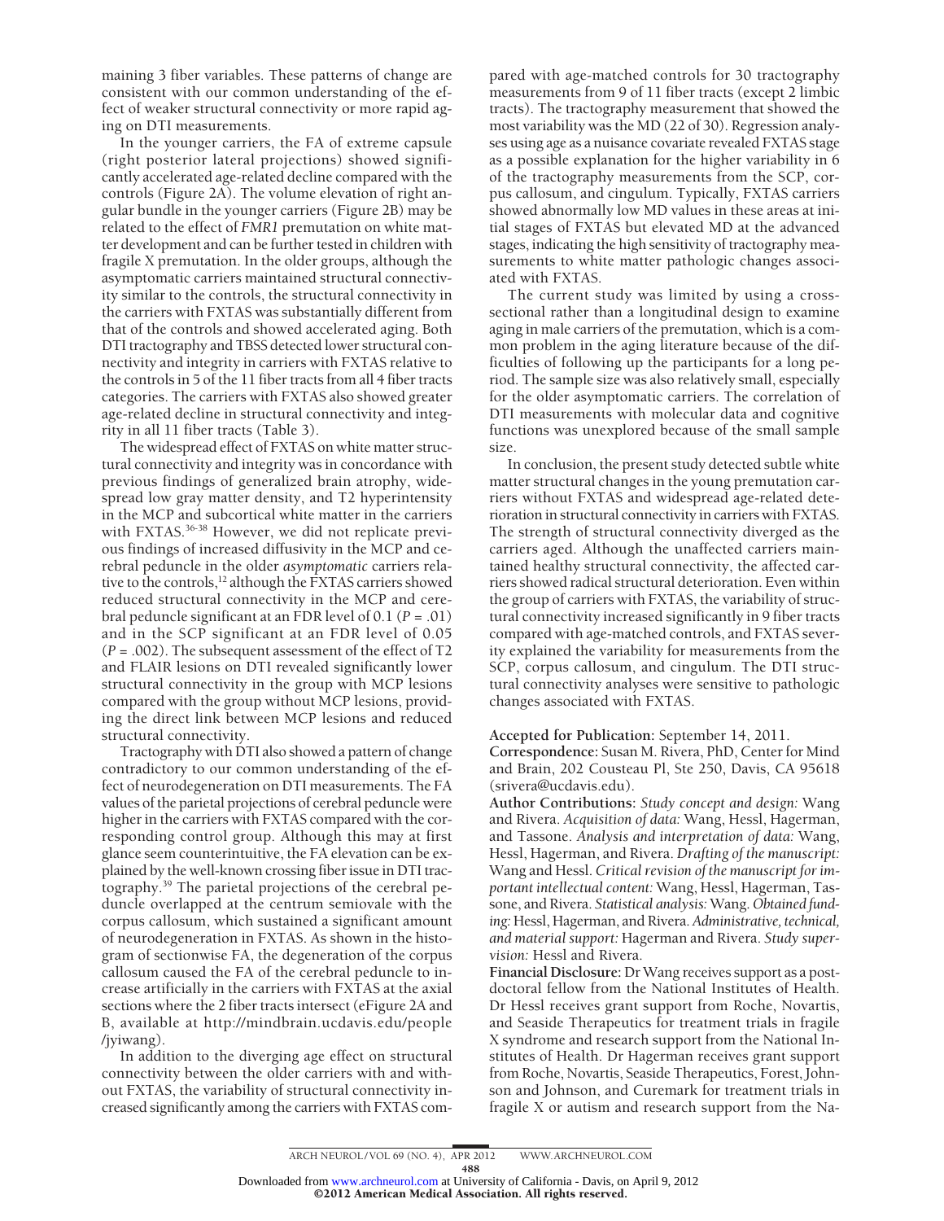maining 3 fiber variables. These patterns of change are consistent with our common understanding of the effect of weaker structural connectivity or more rapid aging on DTI measurements.

In the younger carriers, the FA of extreme capsule (right posterior lateral projections) showed significantly accelerated age-related decline compared with the controls (Figure 2A). The volume elevation of right angular bundle in the younger carriers (Figure 2B) may be related to the effect of *FMR1* premutation on white matter development and can be further tested in children with fragile X premutation. In the older groups, although the asymptomatic carriers maintained structural connectivity similar to the controls, the structural connectivity in the carriers with FXTAS was substantially different from that of the controls and showed accelerated aging. Both DTI tractography and TBSS detected lower structural connectivity and integrity in carriers with FXTAS relative to the controls in 5 of the 11 fiber tracts from all 4 fiber tracts categories. The carriers with FXTAS also showed greater age-related decline in structural connectivity and integrity in all 11 fiber tracts (Table 3).

The widespread effect of FXTAS on white matter structural connectivity and integrity was in concordance with previous findings of generalized brain atrophy, widespread low gray matter density, and T2 hyperintensity in the MCP and subcortical white matter in the carriers with FXTAS.[36-38] However, we did not replicate previous findings of increased diffusivity in the MCP and cerebral peduncle in the older *asymptomatic* carriers relative to the controls,[12] although the FXTAS carriers showed reduced structural connectivity in the MCP and cerebral peduncle significant at an FDR level of 0.1 ($P = .01$) and in the SCP significant at an FDR level of 0.05 ($P = .002$). The subsequent assessment of the effect of T2 and FLAIR lesions on DTI revealed significantly lower structural connectivity in the group with MCP lesions compared with the group without MCP lesions, providing the direct link between MCP lesions and reduced structural connectivity.

Tractography with DTI also showed a pattern of change contradictory to our common understanding of the effect of neurodegeneration on DTI measurements. The FA values of the parietal projections of cerebral peduncle were higher in the carriers with FXTAS compared with the corresponding control group. Although this may at first glance seem counterintuitive, the FA elevation can be explained by the well-known crossing fiber issue in DTI tractography.[39] The parietal projections of the cerebral peduncle overlapped at the centrum semiovale with the corpus callosum, which sustained a significant amount of neurodegeneration in FXTAS. As shown in the histogram of sectionwise FA, the degeneration of the corpus callosum caused the FA of the cerebral peduncle to increase artificially in the carriers with FXTAS at the axial sections where the 2 fiber tracts intersect (eFigure 2A and B, available at http://mindbrain.ucdavis.edu/people/jyiwang).

In addition to the diverging age effect on structural connectivity between the older carriers with and without FXTAS, the variability of structural connectivity increased significantly among the carriers with FXTAS compared with age-matched controls for 30 tractography measurements from 9 of 11 fiber tracts (except 2 limbic tracts). The tractography measurement that showed the most variability was the MD (22 of 30). Regression analyses using age as a nuisance covariate revealed FXTAS stage as a possible explanation for the higher variability in 6 of the tractography measurements from the SCP, corpus callosum, and cingulum. Typically, FXTAS carriers showed abnormally low MD values in these areas at initial stages of FXTAS but elevated MD at the advanced stages, indicating the high sensitivity of tractography measurements to white matter pathologic changes associated with FXTAS.

The current study was limited by using a cross-sectional rather than a longitudinal design to examine aging in male carriers of the premutation, which is a common problem in the aging literature because of the difficulties of following up the participants for a long period. The sample size was also relatively small, especially for the older asymptomatic carriers. The correlation of DTI measurements with molecular data and cognitive functions was unexplored because of the small sample size.

In conclusion, the present study detected subtle white matter structural changes in the young premutation carriers without FXTAS and widespread age-related deterioration in structural connectivity in carriers with FXTAS. The strength of structural connectivity diverged as the carriers aged. Although the unaffected carriers maintained healthy structural connectivity, the affected carriers showed radical structural deterioration. Even within the group of carriers with FXTAS, the variability of structural connectivity increased significantly in 9 fiber tracts compared with age-matched controls, and FXTAS severity explained the variability for measurements from the SCP, corpus callosum, and cingulum. The DTI structural connectivity analyses were sensitive to pathologic changes associated with FXTAS.

**Accepted for Publication:** September 14, 2011.

**Correspondence:** Susan M. Rivera, PhD, Center for Mind and Brain, 202 Cousteau Pl, Ste 250, Davis, CA 95618 (srivera@ucdavis.edu).

**Author Contributions:** *Study concept and design:* Wang and Rivera. *Acquisition of data:* Wang, Hessl, Hagerman, and Tassone. *Analysis and interpretation of data:* Wang, Hessl, Hagerman, and Rivera. *Drafting of the manuscript:* Wang and Hessl. *Critical revision of the manuscript for important intellectual content:* Wang, Hessl, Hagerman, Tassone, and Rivera. *Statistical analysis:* Wang. *Obtained funding:* Hessl, Hagerman, and Rivera. *Administrative, technical, and material support:* Hagerman and Rivera. *Study supervision:* Hessl and Rivera.

**Financial Disclosure:** Dr Wang receives support as a postdoctoral fellow from the National Institutes of Health. Dr Hessl receives grant support from Roche, Novartis, and Seaside Therapeutics for treatment trials in fragile X syndrome and research support from the National Institutes of Health. Dr Hagerman receives grant support from Roche, Novartis, Seaside Therapeutics, Forest, Johnson and Johnson, and Curemark for treatment trials in fragile X or autism and research support from the Na-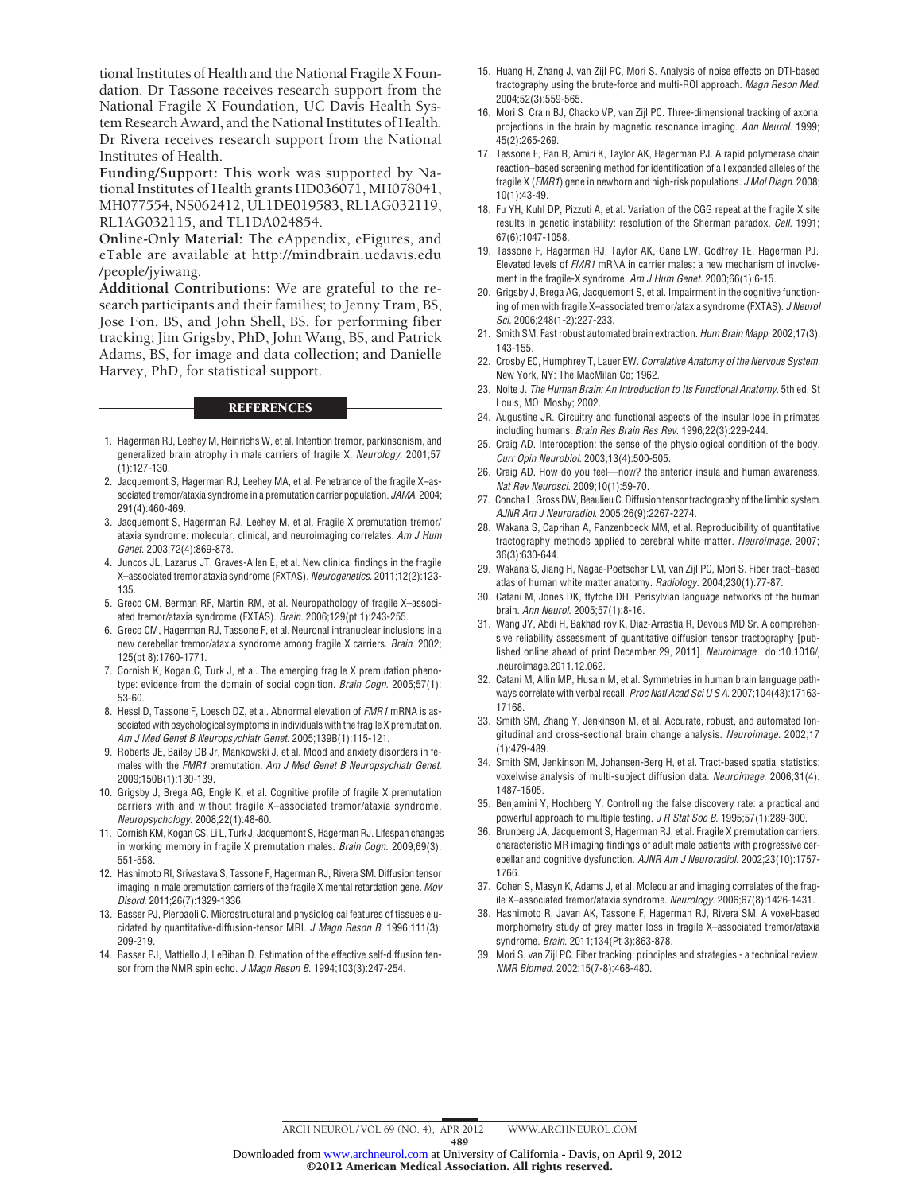tional Institutes of Health and the National Fragile X Foundation. Dr Tassone receives research support from the National Fragile X Foundation, UC Davis Health System Research Award, and the National Institutes of Health. Dr Rivera receives research support from the National Institutes of Health.

**Funding/Support:** This work was supported by National Institutes of Health grants HD036071, MH078041, MH077554, NS062412, UL1DE019583, RL1AG032119, RL1AG032115, and TL1DA024854.

**Online-Only Material:** The eAppendix, eFigures, and eTable are available at http://mindbrain.ucdavis.edu/people/jyiwang.

**Additional Contributions:** We are grateful to the research participants and their families; to Jenny Tram, BS, Jose Fon, BS, and John Shell, BS, for performing fiber tracking; Jim Grigsby, PhD, John Wang, BS, and Patrick Adams, BS, for image and data collection; and Danielle Harvey, PhD, for statistical support.

## REFERENCES

1. Hagerman RJ, Leehey M, Heinrichs W, et al. Intention tremor, parkinsonism, and generalized brain atrophy in male carriers of fragile X. *Neurology*. 2001;57(1):127-130.
2. Jacquemont S, Hagerman RJ, Leehey MA, et al. Penetrance of the fragile X–associated tremor/ataxia syndrome in a premutation carrier population. *JAMA*. 2004;291(4):460-469.
3. Jacquemont S, Hagerman RJ, Leehey M, et al. Fragile X premutation tremor/ataxia syndrome: molecular, clinical, and neuroimaging correlates. *Am J Hum Genet*. 2003;72(4):869-878.
4. Juncos JL, Lazarus JT, Graves-Allen E, et al. New clinical findings in the fragile X–associated tremor ataxia syndrome (FXTAS). *Neurogenetics*. 2011;12(2):123-135.
5. Greco CM, Berman RF, Martin RM, et al. Neuropathology of fragile X–associated tremor/ataxia syndrome (FXTAS). *Brain*. 2006;129(pt 1):243-255.
6. Greco CM, Hagerman RJ, Tassone F, et al. Neuronal intranuclear inclusions in a new cerebellar tremor/ataxia syndrome among fragile X carriers. *Brain*. 2002;125(pt 8):1760-1771.
7. Cornish K, Kogan C, Turk J, et al. The emerging fragile X premutation phenotype: evidence from the domain of social cognition. *Brain Cogn*. 2005;57(1):53-60.
8. Hessl D, Tassone F, Loesch DZ, et al. Abnormal elevation of *FMR1* mRNA is associated with psychological symptoms in individuals with the fragile X premutation. *Am J Med Genet B Neuropsychiatr Genet*. 2005;139B(1):115-121.
9. Roberts JE, Bailey DB Jr, Mankowski J, et al. Mood and anxiety disorders in females with the *FMR1* premutation. *Am J Med Genet B Neuropsychiatr Genet*. 2009;150B(1):130-139.
10. Grigsby J, Brega AG, Engle K, et al. Cognitive profile of fragile X premutation carriers with and without fragile X–associated tremor/ataxia syndrome. *Neuropsychology*. 2008;22(1):48-60.
11. Cornish KM, Kogan CS, Li L, Turk J, Jacquemont S, Hagerman RJ. Lifespan changes in working memory in fragile X premutation males. *Brain Cogn*. 2009;69(3):551-558.
12. Hashimoto RI, Srivastava S, Tassone F, Hagerman RJ, Rivera SM. Diffusion tensor imaging in male premutation carriers of the fragile X mental retardation gene. *Mov Disord*. 2011;26(7):1329-1336.
13. Basser PJ, Pierpaoli C. Microstructural and physiological features of tissues elucidated by quantitative-diffusion-tensor MRI. *J Magn Reson B*. 1996;111(3):209-219.
14. Basser PJ, Mattiello J, LeBihan D. Estimation of the effective self-diffusion tensor from the NMR spin echo. *J Magn Reson B*. 1994;103(3):247-254.
15. Huang H, Zhang J, van Zijl PC, Mori S. Analysis of noise effects on DTI-based tractography using the brute-force and multi-ROI approach. *Magn Reson Med*. 2004;52(3):559-565.
16. Mori S, Crain BJ, Chacko VP, van Zijl PC. Three-dimensional tracking of axonal projections in the brain by magnetic resonance imaging. *Ann Neurol*. 1999;45(2):265-269.
17. Tassone F, Pan R, Amiri K, Taylor AK, Hagerman PJ. A rapid polymerase chain reaction–based screening method for identification of all expanded alleles of the fragile X (*FMR1*) gene in newborn and high-risk populations. *J Mol Diagn*. 2008;10(1):43-49.
18. Fu YH, Kuhl DP, Pizzuti A, et al. Variation of the CGG repeat at the fragile X site results in genetic instability: resolution of the Sherman paradox. *Cell*. 1991;67(6):1047-1058.
19. Tassone F, Hagerman RJ, Taylor AK, Gane LW, Godfrey TE, Hagerman PJ. Elevated levels of *FMR1* mRNA in carrier males: a new mechanism of involvement in the fragile-X syndrome. *Am J Hum Genet*. 2000;66(1):6-15.
20. Grigsby J, Brega AG, Jacquemont S, et al. Impairment in the cognitive functioning of men with fragile X–associated tremor/ataxia syndrome (FXTAS). *J Neurol Sci*. 2006;248(1-2):227-233.
21. Smith SM. Fast robust automated brain extraction. *Hum Brain Mapp*. 2002;17(3):143-155.
22. Crosby EC, Humphrey T, Lauer EW. *Correlative Anatomy of the Nervous System*. New York, NY: The MacMilan Co; 1962.
23. Nolte J. *The Human Brain: An Introduction to Its Functional Anatomy*. 5th ed. St Louis, MO: Mosby; 2002.
24. Augustine JR. Circuitry and functional aspects of the insular lobe in primates including humans. *Brain Res Brain Res Rev*. 1996;22(3):229-244.
25. Craig AD. Interoception: the sense of the physiological condition of the body. *Curr Opin Neurobiol*. 2003;13(4):500-505.
26. Craig AD. How do you feel—now? the anterior insula and human awareness. *Nat Rev Neurosci*. 2009;10(1):59-70.
27. Concha L, Gross DW, Beaulieu C. Diffusion tensor tractography of the limbic system. *AJNR Am J Neuroradiol*. 2005;26(9):2267-2274.
28. Wakana S, Caprihan A, Panzenboeck MM, et al. Reproducibility of quantitative tractography methods applied to cerebral white matter. *Neuroimage*. 2007;36(3):630-644.
29. Wakana S, Jiang H, Nagae-Poetscher LM, van Zijl PC, Mori S. Fiber tract–based atlas of human white matter anatomy. *Radiology*. 2004;230(1):77-87.
30. Catani M, Jones DK, ffytche DH. Perisylvian language networks of the human brain. *Ann Neurol*. 2005;57(1):8-16.
31. Wang JY, Abdi H, Bakhadirov K, Diaz-Arrastia R, Devous MD Sr. A comprehensive reliability assessment of quantitative diffusion tensor tractography [published online ahead of print December 29, 2011]. *Neuroimage*. doi:10.1016/j.neuroimage.2011.12.062.
32. Catani M, Allin MP, Husain M, et al. Symmetries in human brain language pathways correlate with verbal recall. *Proc Natl Acad Sci U S A*. 2007;104(43):17163-17168.
33. Smith SM, Zhang Y, Jenkinson M, et al. Accurate, robust, and automated longitudinal and cross-sectional brain change analysis. *Neuroimage*. 2002;17(1):479-489.
34. Smith SM, Jenkinson M, Johansen-Berg H, et al. Tract-based spatial statistics: voxelwise analysis of multi-subject diffusion data. *Neuroimage*. 2006;31(4):1487-1505.
35. Benjamini Y, Hochberg Y. Controlling the false discovery rate: a practical and powerful approach to multiple testing. *J R Stat Soc B*. 1995;57(1):289-300.
36. Brunberg JA, Jacquemont S, Hagerman RJ, et al. Fragile X premutation carriers: characteristic MR imaging findings of adult male patients with progressive cerebellar and cognitive dysfunction. *AJNR Am J Neuroradiol*. 2002;23(10):1757-1766.
37. Cohen S, Masyn K, Adams J, et al. Molecular and imaging correlates of the fragile X–associated tremor/ataxia syndrome. *Neurology*. 2006;67(8):1426-1431.
38. Hashimoto R, Javan AK, Tassone F, Hagerman RJ, Rivera SM. A voxel-based morphometry study of grey matter loss in fragile X–associated tremor/ataxia syndrome. *Brain*. 2011;134(Pt 3):863-878.
39. Mori S, van Zijl PC. Fiber tracking: principles and strategies - a technical review. *NMR Biomed*. 2002;15(7-8):468-480.